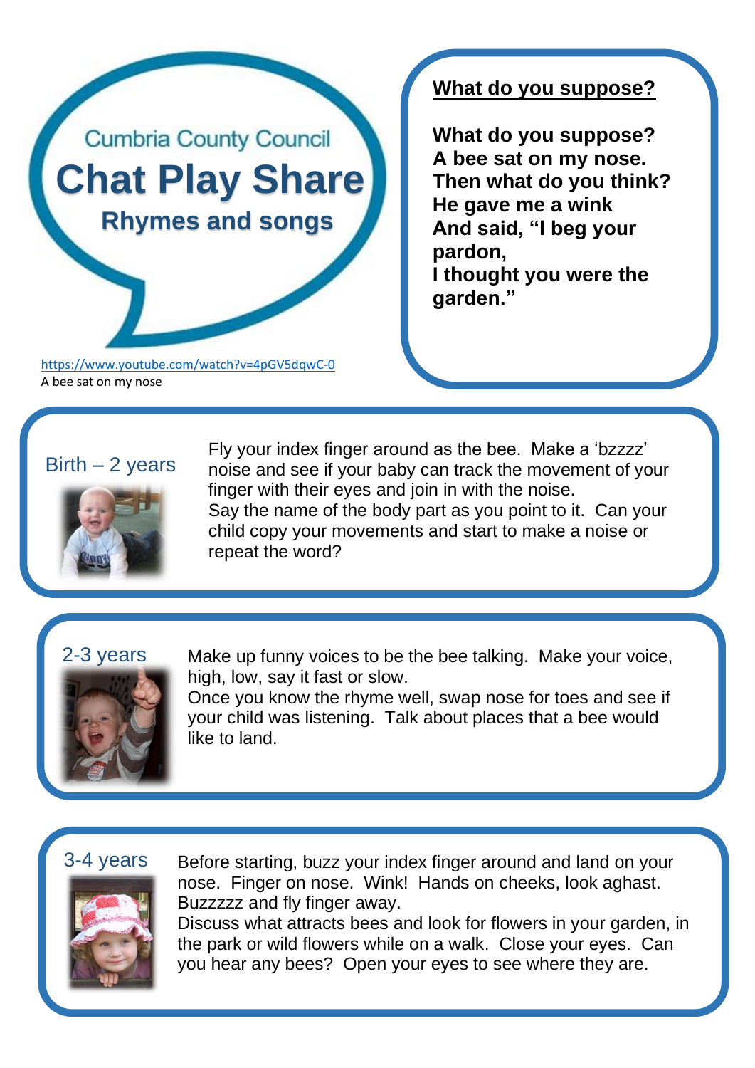Cumbria County Council

# Chat Play Share

## Rhymes and songs

https://www.youtube.com/watch?v=4pGV5dqwC-0
A bee sat on my nose

## What do you suppose?

**What do you suppose?**
**A bee sat on my nose.**
**Then what do you think?**
**He gave me a wink**
**And said, "I beg your pardon,**
**I thought you were the garden."**

### Birth – 2 years

Fly your index finger around as the bee. Make a 'bzzzz' noise and see if your baby can track the movement of your finger with their eyes and join in with the noise.
Say the name of the body part as you point to it. Can your child copy your movements and start to make a noise or repeat the word?

### 2-3 years

Make up funny voices to be the bee talking. Make your voice, high, low, say it fast or slow.
Once you know the rhyme well, swap nose for toes and see if your child was listening. Talk about places that a bee would like to land.

### 3-4 years

Before starting, buzz your index finger around and land on your nose. Finger on nose. Wink! Hands on cheeks, look aghast. Buzzzzz and fly finger away.
Discuss what attracts bees and look for flowers in your garden, in the park or wild flowers while on a walk. Close your eyes. Can you hear any bees? Open your eyes to see where they are.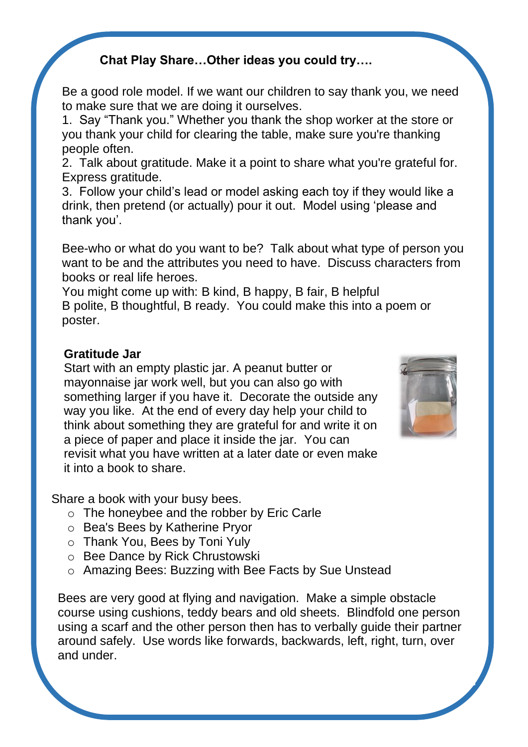**Chat Play Share…Other ideas you could try….**

Be a good role model. If we want our children to say thank you, we need to make sure that we are doing it ourselves.

1. Say "Thank you." Whether you thank the shop worker at the store or you thank your child for clearing the table, make sure you're thanking people often.
2. Talk about gratitude. Make it a point to share what you're grateful for. Express gratitude.
3. Follow your child's lead or model asking each toy if they would like a drink, then pretend (or actually) pour it out. Model using 'please and thank you'.

Bee-who or what do you want to be? Talk about what type of person you want to be and the attributes you need to have. Discuss characters from books or real life heroes.

You might come up with: B kind, B happy, B fair, B helpful
B polite, B thoughtful, B ready. You could make this into a poem or poster.

**Gratitude Jar**

Start with an empty plastic jar. A peanut butter or mayonnaise jar work well, but you can also go with something larger if you have it. Decorate the outside any way you like. At the end of every day help your child to think about something they are grateful for and write it on a piece of paper and place it inside the jar. You can revisit what you have written at a later date or even make it into a book to share.

Share a book with your busy bees.

- The honeybee and the robber by Eric Carle
- Bea's Bees by Katherine Pryor
- Thank You, Bees by Toni Yuly
- Bee Dance by Rick Chrustowski
- Amazing Bees: Buzzing with Bee Facts by Sue Unstead

Bees are very good at flying and navigation. Make a simple obstacle course using cushions, teddy bears and old sheets. Blindfold one person using a scarf and the other person then has to verbally guide their partner around safely. Use words like forwards, backwards, left, right, turn, over and under.